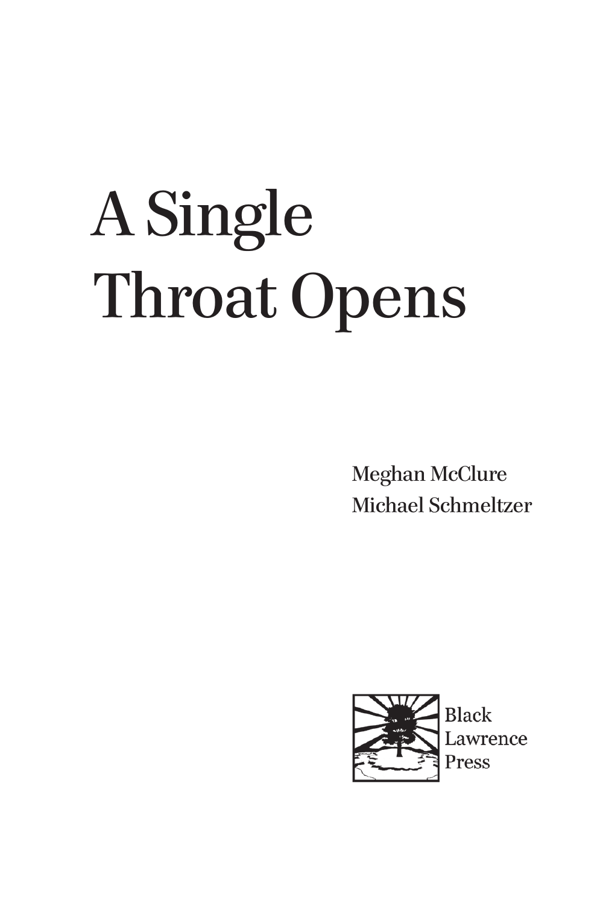# A Single Throat Opens

Meghan McClure
Michael Schmeltzer

Black
Lawrence
Press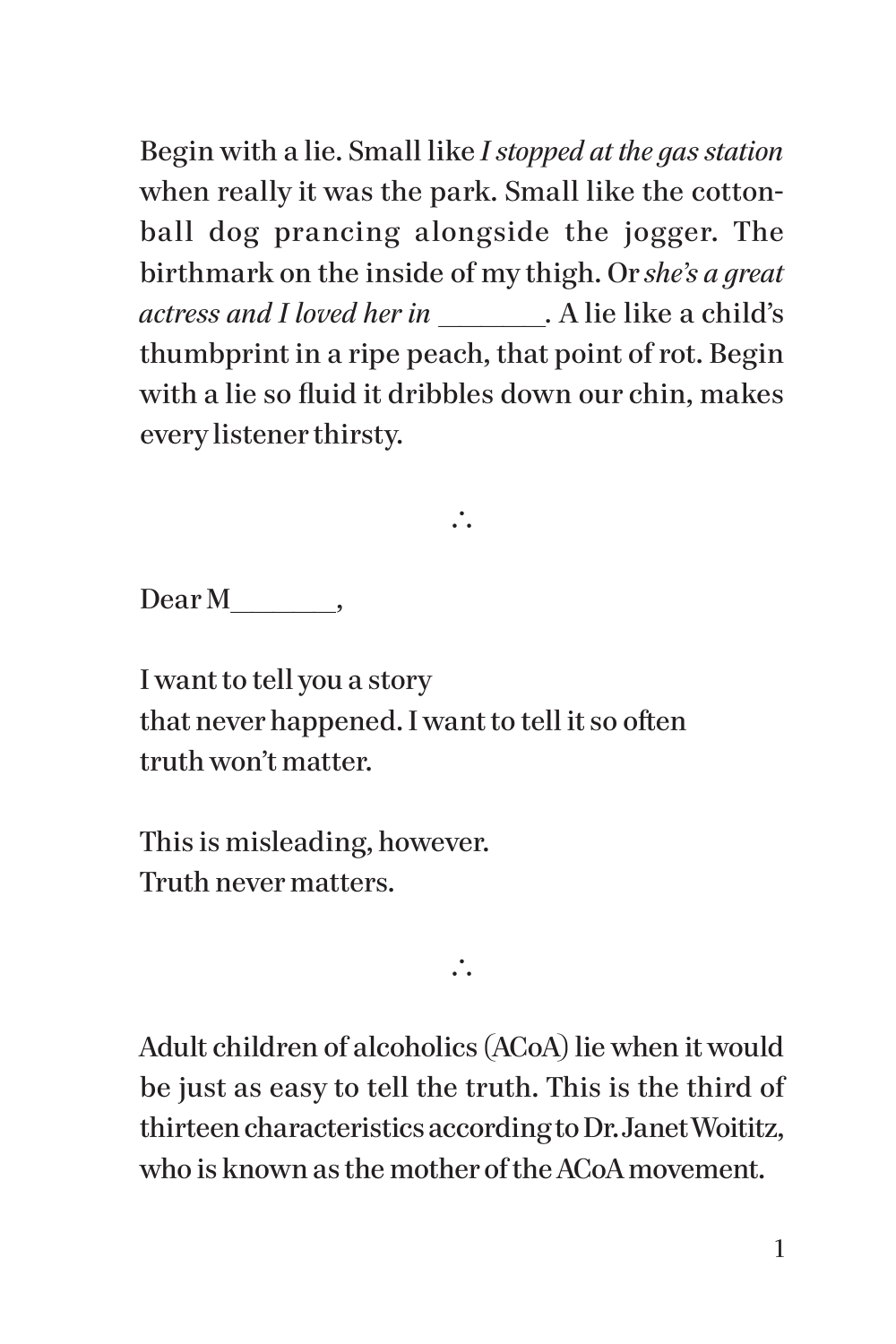Begin with a lie. Small like *I stopped at the gas station* when really it was the park. Small like the cotton-ball dog prancing alongside the jogger. The birthmark on the inside of my thigh. Or *she's a great actress and I loved her in* _______. A lie like a child's thumbprint in a ripe peach, that point of rot. Begin with a lie so fluid it dribbles down our chin, makes every listener thirsty.

∴

Dear M_______,

I want to tell you a story
that never happened. I want to tell it so often
truth won't matter.

This is misleading, however.
Truth never matters.

∴

Adult children of alcoholics (ACoA) lie when it would be just as easy to tell the truth. This is the third of thirteen characteristics according to Dr. Janet Woititz, who is known as the mother of the ACoA movement.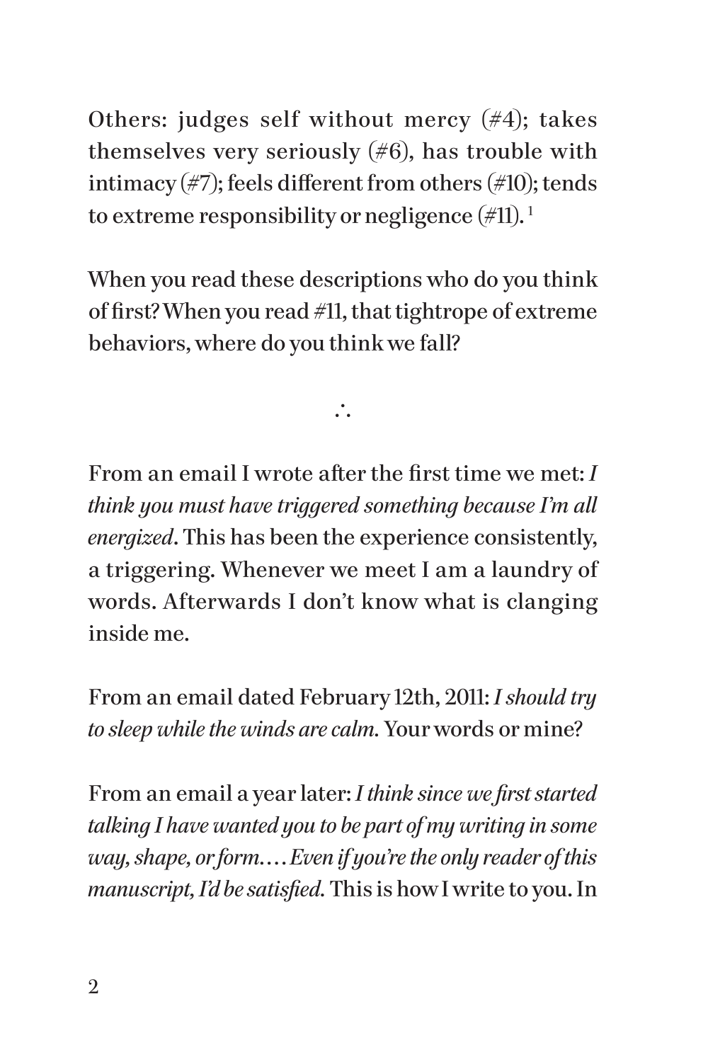Others: judges self without mercy (#4); takes themselves very seriously (#6), has trouble with intimacy (#7); feels different from others (#10); tends to extreme responsibility or negligence (#11).[1]

When you read these descriptions who do you think of first? When you read #11, that tightrope of extreme behaviors, where do you think we fall?

∴

From an email I wrote after the first time we met: *I think you must have triggered something because I'm all energized*. This has been the experience consistently, a triggering. Whenever we meet I am a laundry of words. Afterwards I don't know what is clanging inside me.

From an email dated February 12th, 2011: *I should try to sleep while the winds are calm.* Your words or mine?

From an email a year later: *I think since we first started talking I have wanted you to be part of my writing in some way, shape, or form.... Even if you're the only reader of this manuscript, I'd be satisfied.* This is how I write to you. In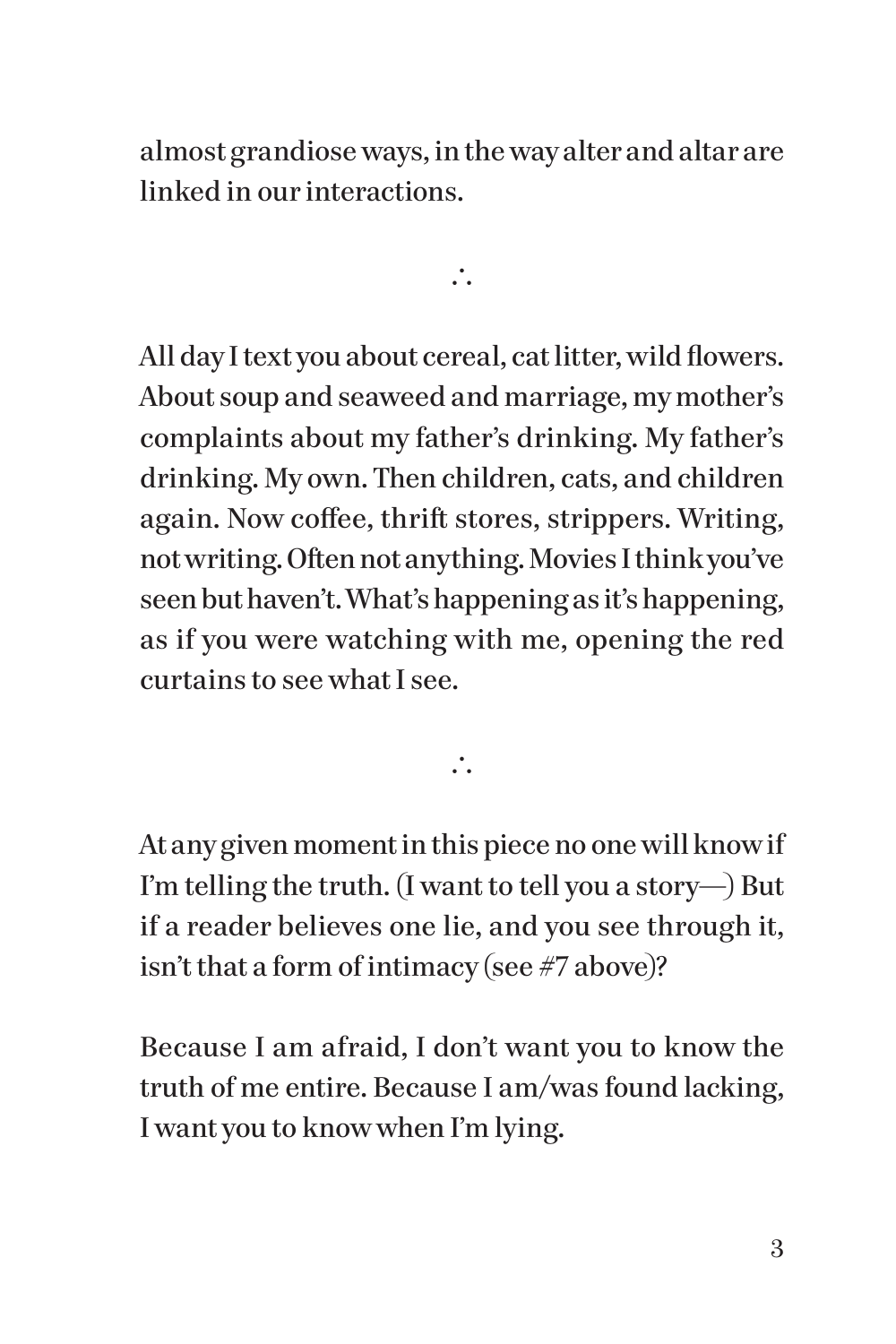almost grandiose ways, in the way alter and altar are linked in our interactions.

∴

All day I text you about cereal, cat litter, wild flowers. About soup and seaweed and marriage, my mother's complaints about my father's drinking. My father's drinking. My own. Then children, cats, and children again. Now coffee, thrift stores, strippers. Writing, not writing. Often not anything. Movies I think you've seen but haven't. What's happening as it's happening, as if you were watching with me, opening the red curtains to see what I see.

∴

At any given moment in this piece no one will know if I'm telling the truth. (I want to tell you a story—) But if a reader believes one lie, and you see through it, isn't that a form of intimacy (see #7 above)?

Because I am afraid, I don't want you to know the truth of me entire. Because I am/was found lacking, I want you to know when I'm lying.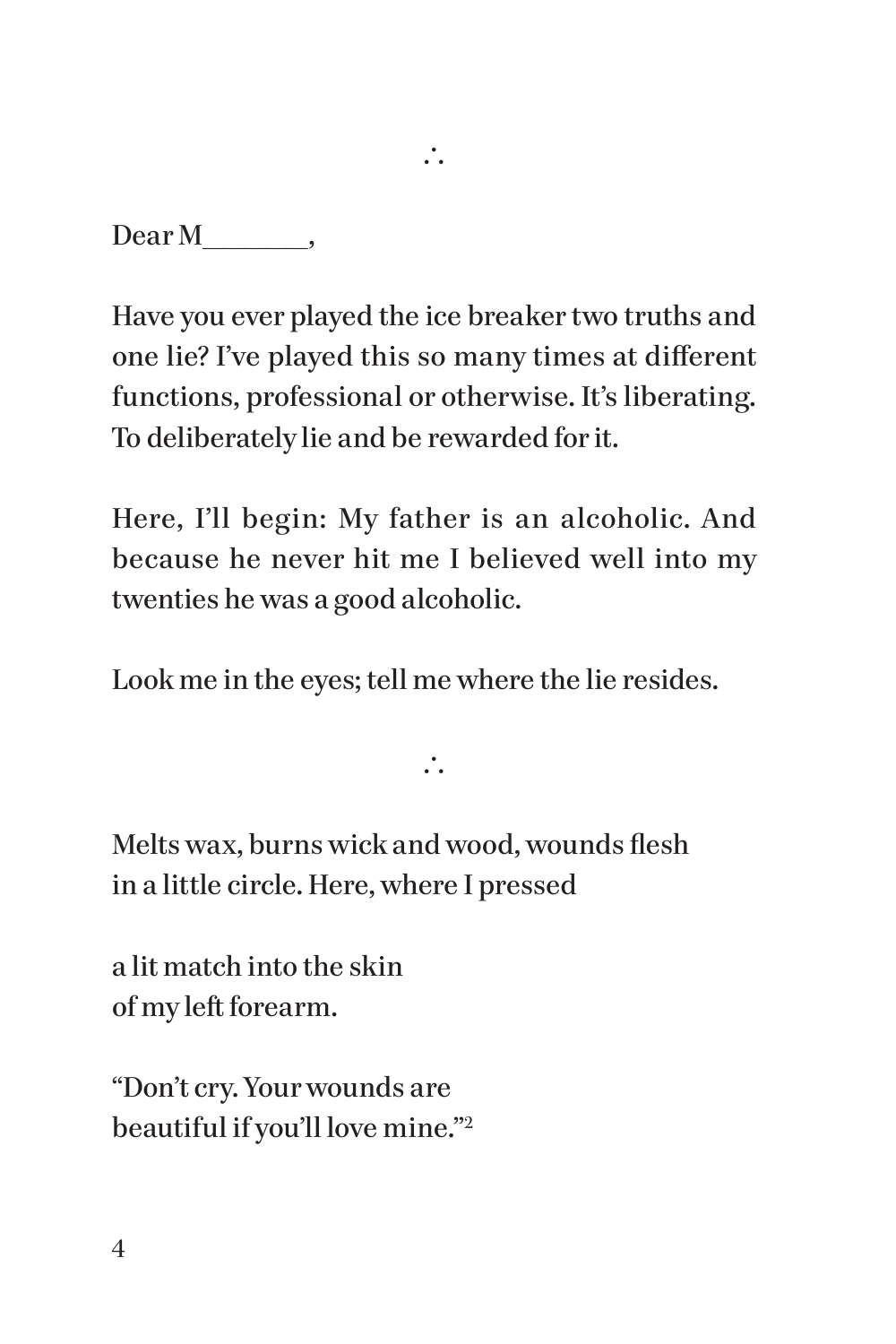∴

Dear M________,

Have you ever played the ice breaker two truths and one lie? I've played this so many times at different functions, professional or otherwise. It's liberating. To deliberately lie and be rewarded for it.

Here, I'll begin: My father is an alcoholic. And because he never hit me I believed well into my twenties he was a good alcoholic.

Look me in the eyes; tell me where the lie resides.

∴

Melts wax, burns wick and wood, wounds flesh  
in a little circle. Here, where I pressed

a lit match into the skin  
of my left forearm.

"Don't cry. Your wounds are  
beautiful if you'll love mine."[2]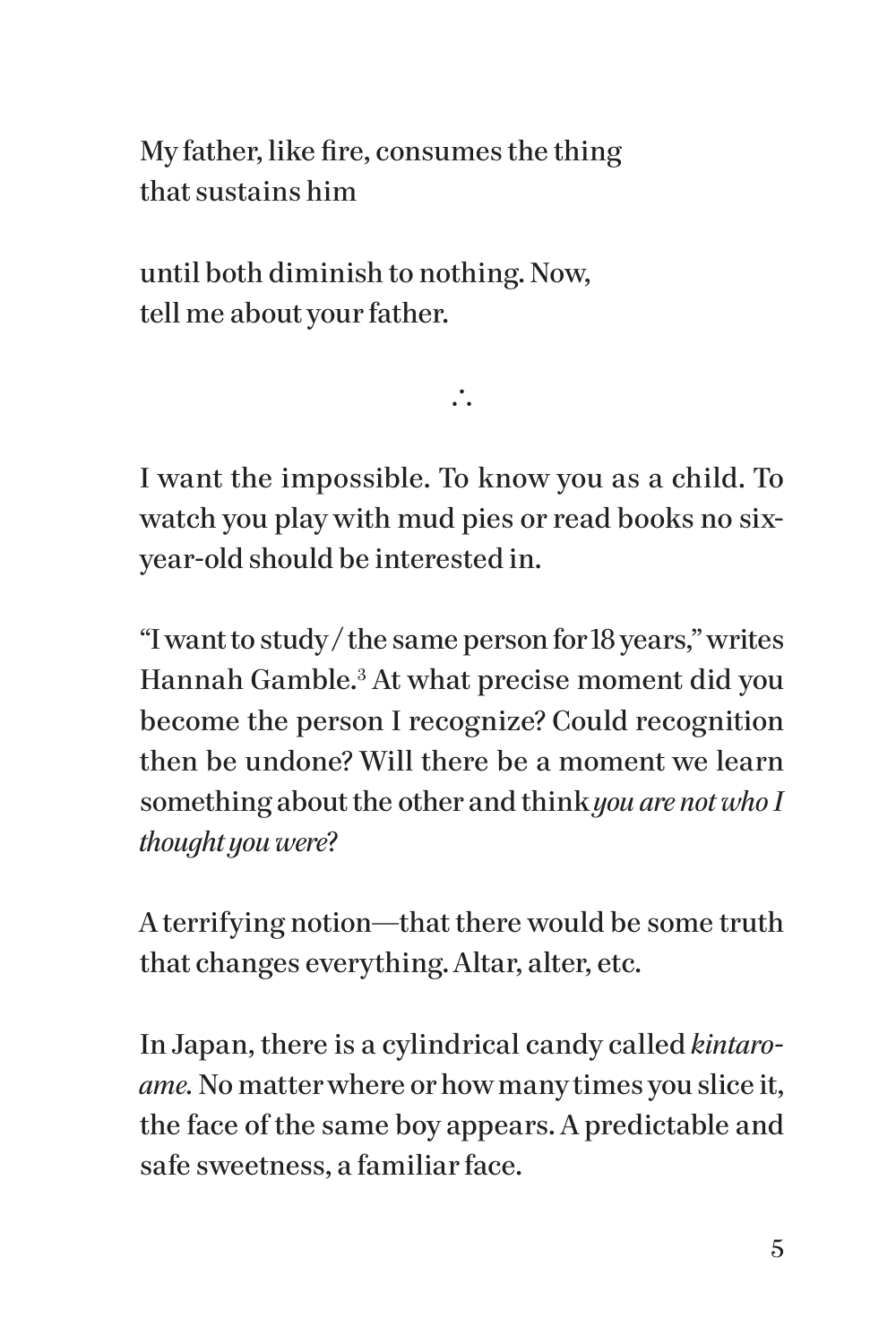My father, like fire, consumes the thing
that sustains him

until both diminish to nothing. Now,
tell me about your father.

∴

I want the impossible. To know you as a child. To watch you play with mud pies or read books no six-year-old should be interested in.

"I want to study / the same person for 18 years," writes Hannah Gamble.[3] At what precise moment did you become the person I recognize? Could recognition then be undone? Will there be a moment we learn something about the other and think *you are not who I thought you were*?

A terrifying notion—that there would be some truth that changes everything. Altar, alter, etc.

In Japan, there is a cylindrical candy called *kintaro-ame.* No matter where or how many times you slice it, the face of the same boy appears. A predictable and safe sweetness, a familiar face.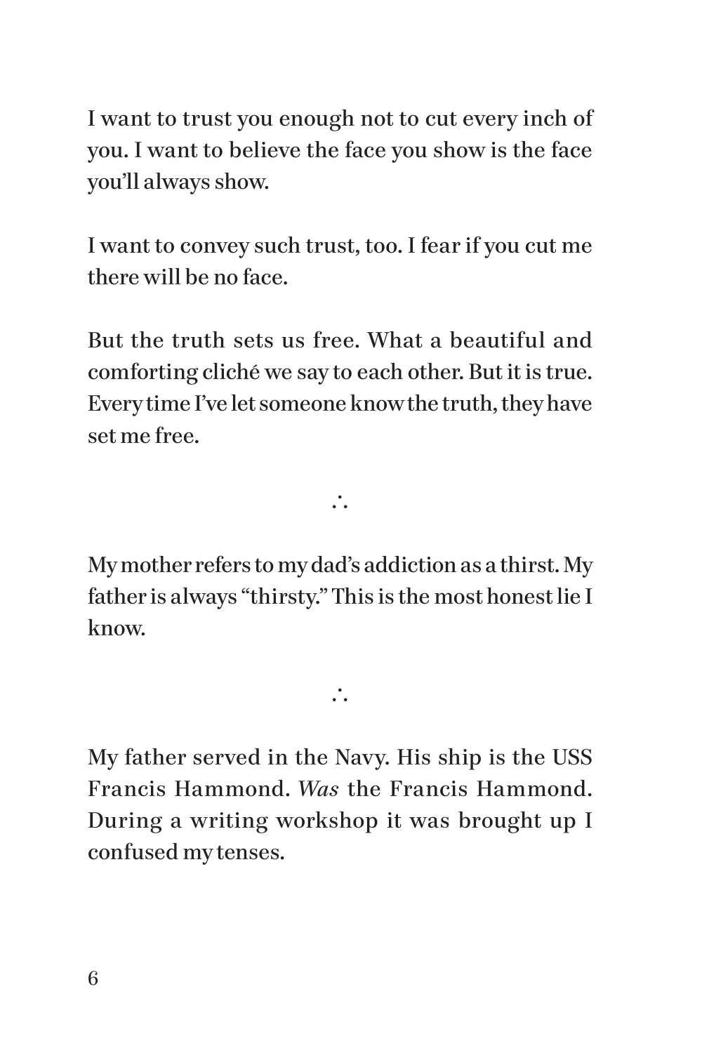I want to trust you enough not to cut every inch of you. I want to believe the face you show is the face you'll always show.

I want to convey such trust, too. I fear if you cut me there will be no face.

But the truth sets us free. What a beautiful and comforting cliché we say to each other. But it is true. Every time I've let someone know the truth, they have set me free.

∴

My mother refers to my dad's addiction as a thirst. My father is always "thirsty." This is the most honest lie I know.

∴

My father served in the Navy. His ship is the USS Francis Hammond. *Was* the Francis Hammond. During a writing workshop it was brought up I confused my tenses.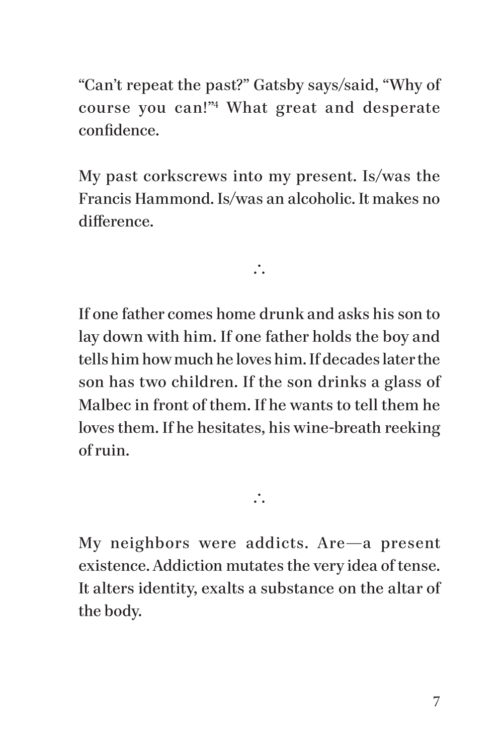“Can’t repeat the past?” Gatsby says/said, “Why of course you can!”[4] What great and desperate confidence.

My past corkscrews into my present. Is/was the Francis Hammond. Is/was an alcoholic. It makes no difference.

∴

If one father comes home drunk and asks his son to lay down with him. If one father holds the boy and tells him how much he loves him. If decades later the son has two children. If the son drinks a glass of Malbec in front of them. If he wants to tell them he loves them. If he hesitates, his wine-breath reeking of ruin.

∴

My neighbors were addicts. Are—a present existence. Addiction mutates the very idea of tense. It alters identity, exalts a substance on the altar of the body.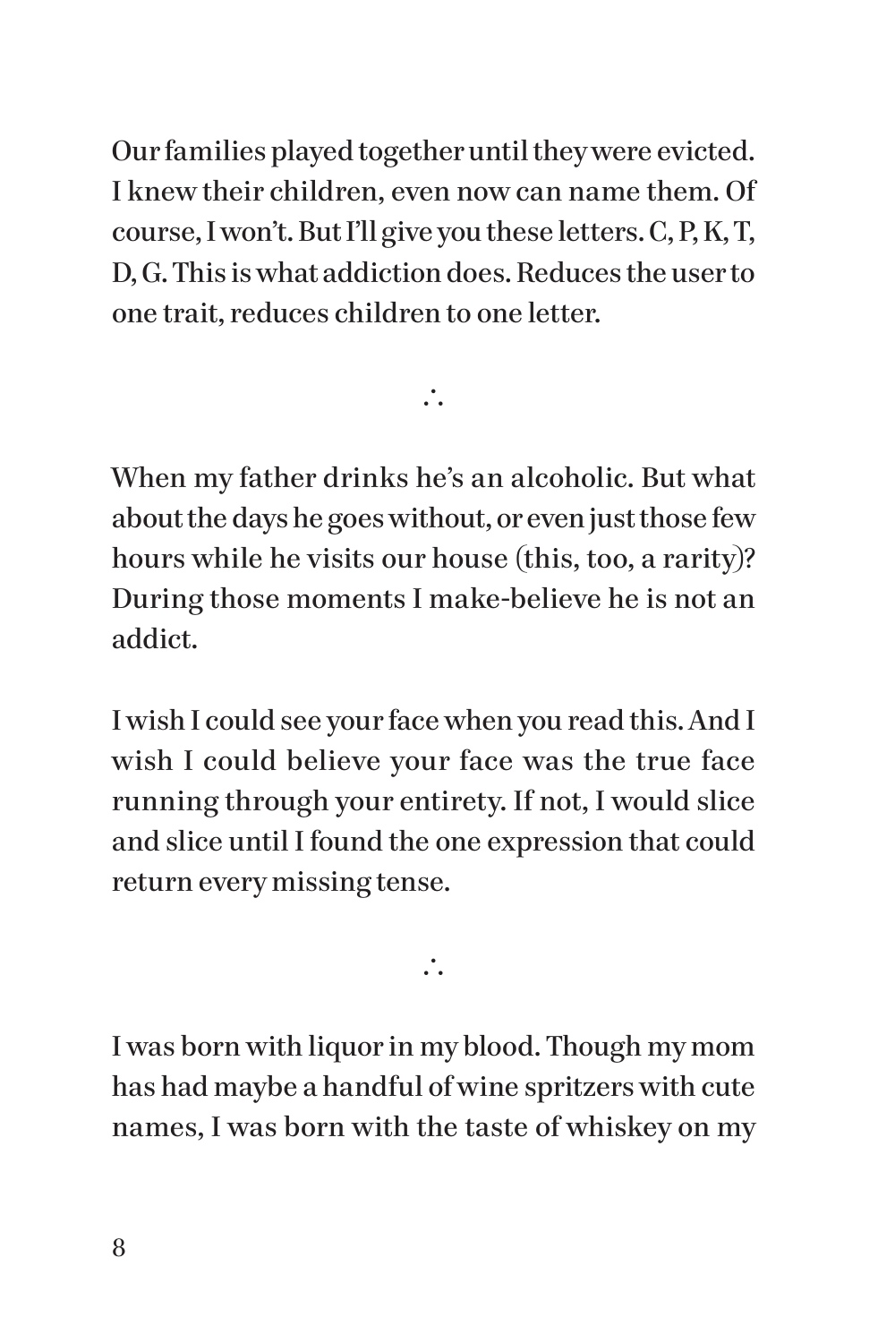Our families played together until they were evicted. I knew their children, even now can name them. Of course, I won't. But I'll give you these letters. C, P, K, T, D, G. This is what addiction does. Reduces the user to one trait, reduces children to one letter.

∴

When my father drinks he's an alcoholic. But what about the days he goes without, or even just those few hours while he visits our house (this, too, a rarity)? During those moments I make-believe he is not an addict.

I wish I could see your face when you read this. And I wish I could believe your face was the true face running through your entirety. If not, I would slice and slice until I found the one expression that could return every missing tense.

∴

I was born with liquor in my blood. Though my mom has had maybe a handful of wine spritzers with cute names, I was born with the taste of whiskey on my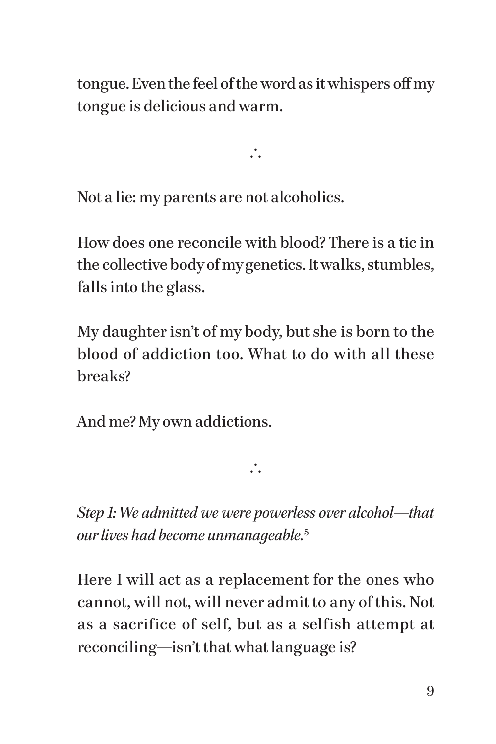tongue. Even the feel of the word as it whispers off my tongue is delicious and warm.

∴

Not a lie: my parents are not alcoholics.

How does one reconcile with blood? There is a tic in the collective body of my genetics. It walks, stumbles, falls into the glass.

My daughter isn't of my body, but she is born to the blood of addiction too. What to do with all these breaks?

And me? My own addictions.

∴

*Step 1: We admitted we were powerless over alcohol—that our lives had become unmanageable.*[5]

Here I will act as a replacement for the ones who cannot, will not, will never admit to any of this. Not as a sacrifice of self, but as a selfish attempt at reconciling—isn't that what language is?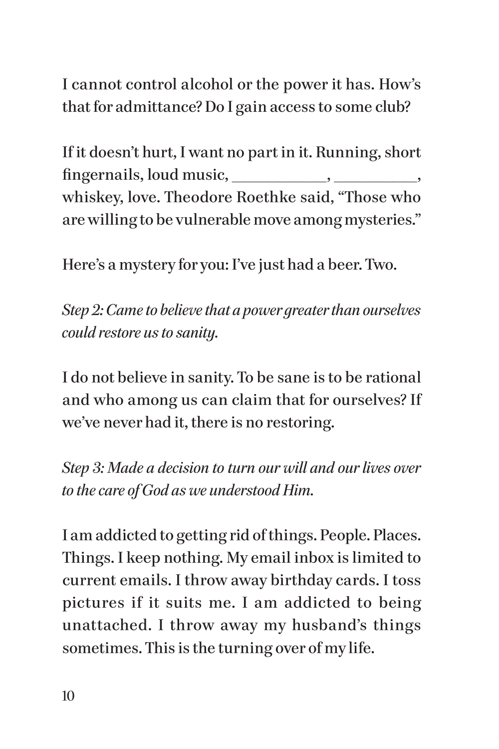I cannot control alcohol or the power it has. How's that for admittance? Do I gain access to some club?

If it doesn't hurt, I want no part in it. Running, short fingernails, loud music, ____________, ___________, whiskey, love. Theodore Roethke said, "Those who are willing to be vulnerable move among mysteries."

Here's a mystery for you: I've just had a beer. Two.

*Step 2: Came to believe that a power greater than ourselves could restore us to sanity.*

I do not believe in sanity. To be sane is to be rational and who among us can claim that for ourselves? If we've never had it, there is no restoring.

*Step 3: Made a decision to turn our will and our lives over to the care of God as we understood Him.*

I am addicted to getting rid of things. People. Places. Things. I keep nothing. My email inbox is limited to current emails. I throw away birthday cards. I toss pictures if it suits me. I am addicted to being unattached. I throw away my husband's things sometimes. This is the turning over of my life.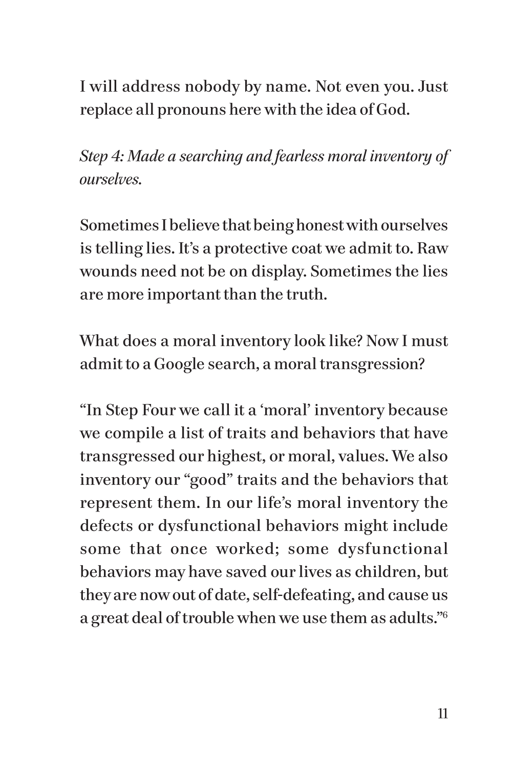I will address nobody by name. Not even you. Just replace all pronouns here with the idea of God.

*Step 4: Made a searching and fearless moral inventory of ourselves.*

Sometimes I believe that being honest with ourselves is telling lies. It's a protective coat we admit to. Raw wounds need not be on display. Sometimes the lies are more important than the truth.

What does a moral inventory look like? Now I must admit to a Google search, a moral transgression?

"In Step Four we call it a 'moral' inventory because we compile a list of traits and behaviors that have transgressed our highest, or moral, values. We also inventory our "good" traits and the behaviors that represent them. In our life's moral inventory the defects or dysfunctional behaviors might include some that once worked; some dysfunctional behaviors may have saved our lives as children, but they are now out of date, self-defeating, and cause us a great deal of trouble when we use them as adults."[6]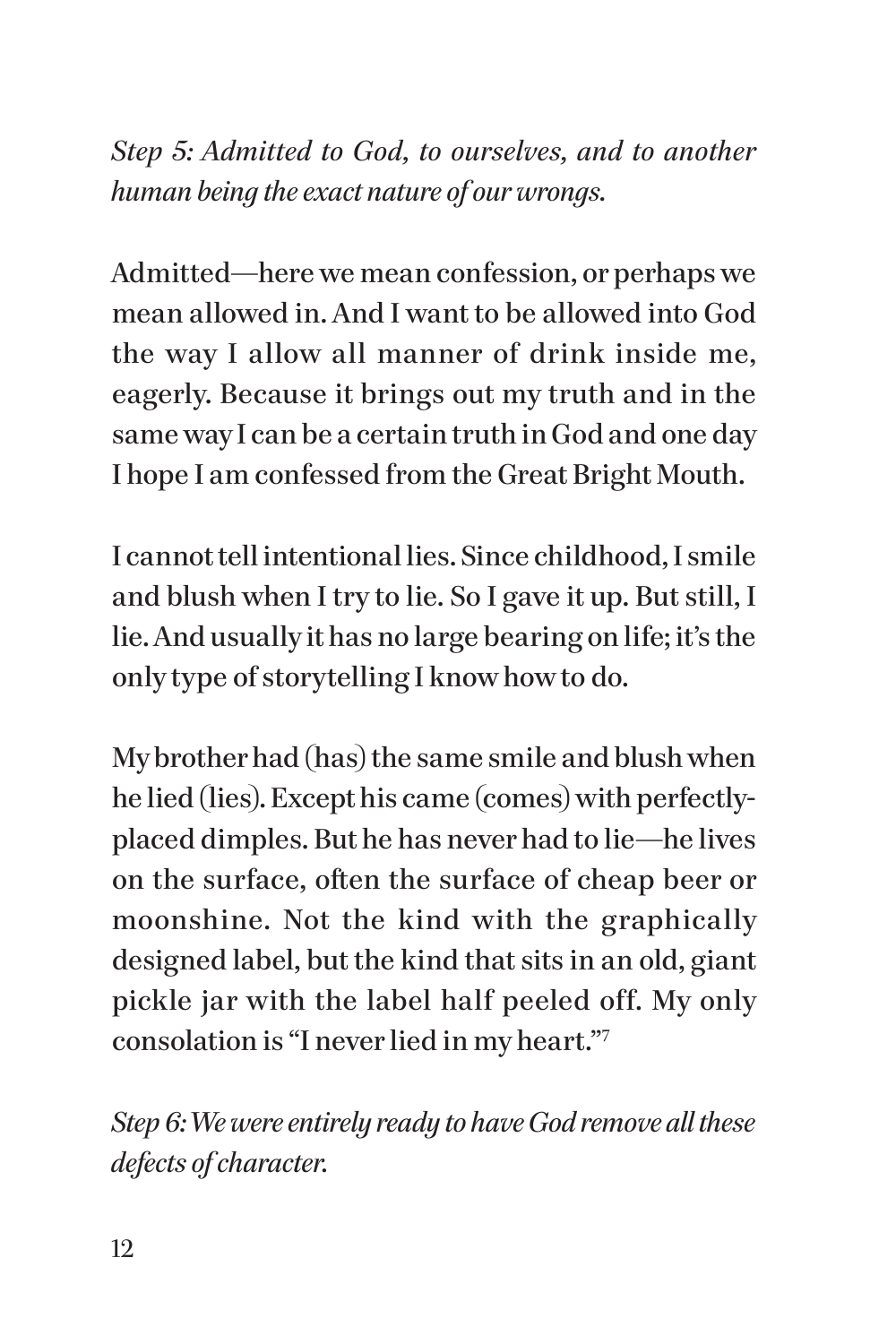*Step 5: Admitted to God, to ourselves, and to another human being the exact nature of our wrongs.*

Admitted—here we mean confession, or perhaps we mean allowed in. And I want to be allowed into God the way I allow all manner of drink inside me, eagerly. Because it brings out my truth and in the same way I can be a certain truth in God and one day I hope I am confessed from the Great Bright Mouth.

I cannot tell intentional lies. Since childhood, I smile and blush when I try to lie. So I gave it up. But still, I lie. And usually it has no large bearing on life; it's the only type of storytelling I know how to do.

My brother had (has) the same smile and blush when he lied (lies). Except his came (comes) with perfectly-placed dimples. But he has never had to lie—he lives on the surface, often the surface of cheap beer or moonshine. Not the kind with the graphically designed label, but the kind that sits in an old, giant pickle jar with the label half peeled off. My only consolation is "I never lied in my heart."[7]

*Step 6: We were entirely ready to have God remove all these defects of character.*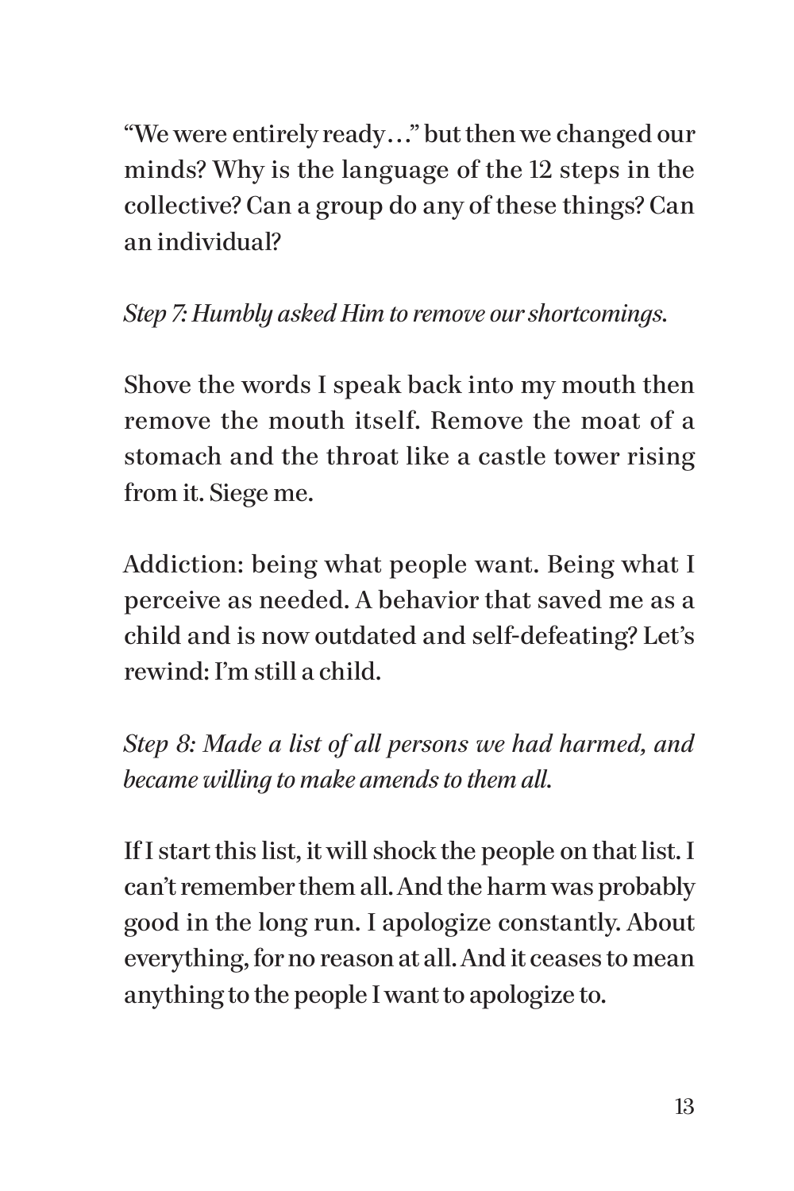"We were entirely ready…" but then we changed our minds? Why is the language of the 12 steps in the collective? Can a group do any of these things? Can an individual?

*Step 7: Humbly asked Him to remove our shortcomings.*

Shove the words I speak back into my mouth then remove the mouth itself. Remove the moat of a stomach and the throat like a castle tower rising from it. Siege me.

Addiction: being what people want. Being what I perceive as needed. A behavior that saved me as a child and is now outdated and self-defeating? Let's rewind: I'm still a child.

*Step 8: Made a list of all persons we had harmed, and became willing to make amends to them all.*

If I start this list, it will shock the people on that list. I can't remember them all. And the harm was probably good in the long run. I apologize constantly. About everything, for no reason at all. And it ceases to mean anything to the people I want to apologize to.